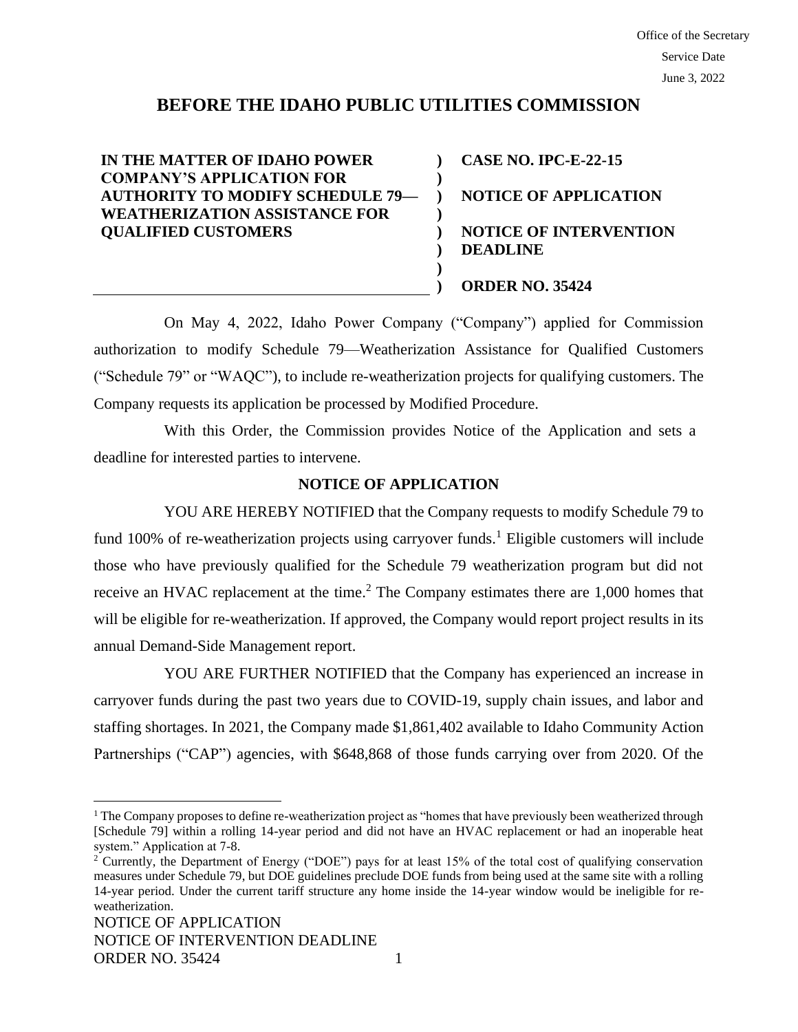Office of the Secretary
Service Date
June 3, 2022

# BEFORE THE IDAHO PUBLIC UTILITIES COMMISSION

| | | |
|---|---|---|
| **IN THE MATTER OF IDAHO POWER COMPANY'S APPLICATION FOR AUTHORITY TO MODIFY SCHEDULE 79—WEATHERIZATION ASSISTANCE FOR QUALIFIED CUSTOMERS** | ) | **CASE NO. IPC-E-22-15** |
| | ) | **NOTICE OF APPLICATION** |
| | ) | **NOTICE OF INTERVENTION DEADLINE** |
| | ) | **ORDER NO. 35424** |

On May 4, 2022, Idaho Power Company ("Company") applied for Commission authorization to modify Schedule 79—Weatherization Assistance for Qualified Customers ("Schedule 79" or "WAQC"), to include re-weatherization projects for qualifying customers. The Company requests its application be processed by Modified Procedure.

With this Order, the Commission provides Notice of the Application and sets a deadline for interested parties to intervene.

## NOTICE OF APPLICATION

YOU ARE HEREBY NOTIFIED that the Company requests to modify Schedule 79 to fund 100% of re-weatherization projects using carryover funds.[1] Eligible customers will include those who have previously qualified for the Schedule 79 weatherization program but did not receive an HVAC replacement at the time.[2] The Company estimates there are 1,000 homes that will be eligible for re-weatherization. If approved, the Company would report project results in its annual Demand-Side Management report.

YOU ARE FURTHER NOTIFIED that the Company has experienced an increase in carryover funds during the past two years due to COVID-19, supply chain issues, and labor and staffing shortages. In 2021, the Company made $1,861,402 available to Idaho Community Action Partnerships ("CAP") agencies, with $648,868 of those funds carrying over from 2020. Of the

---

[1] The Company proposes to define re-weatherization project as "homes that have previously been weatherized through [Schedule 79] within a rolling 14-year period and did not have an HVAC replacement or had an inoperable heat system." Application at 7-8.

[2] Currently, the Department of Energy ("DOE") pays for at least 15% of the total cost of qualifying conservation measures under Schedule 79, but DOE guidelines preclude DOE funds from being used at the same site with a rolling 14-year period. Under the current tariff structure any home inside the 14-year window would be ineligible for re-weatherization.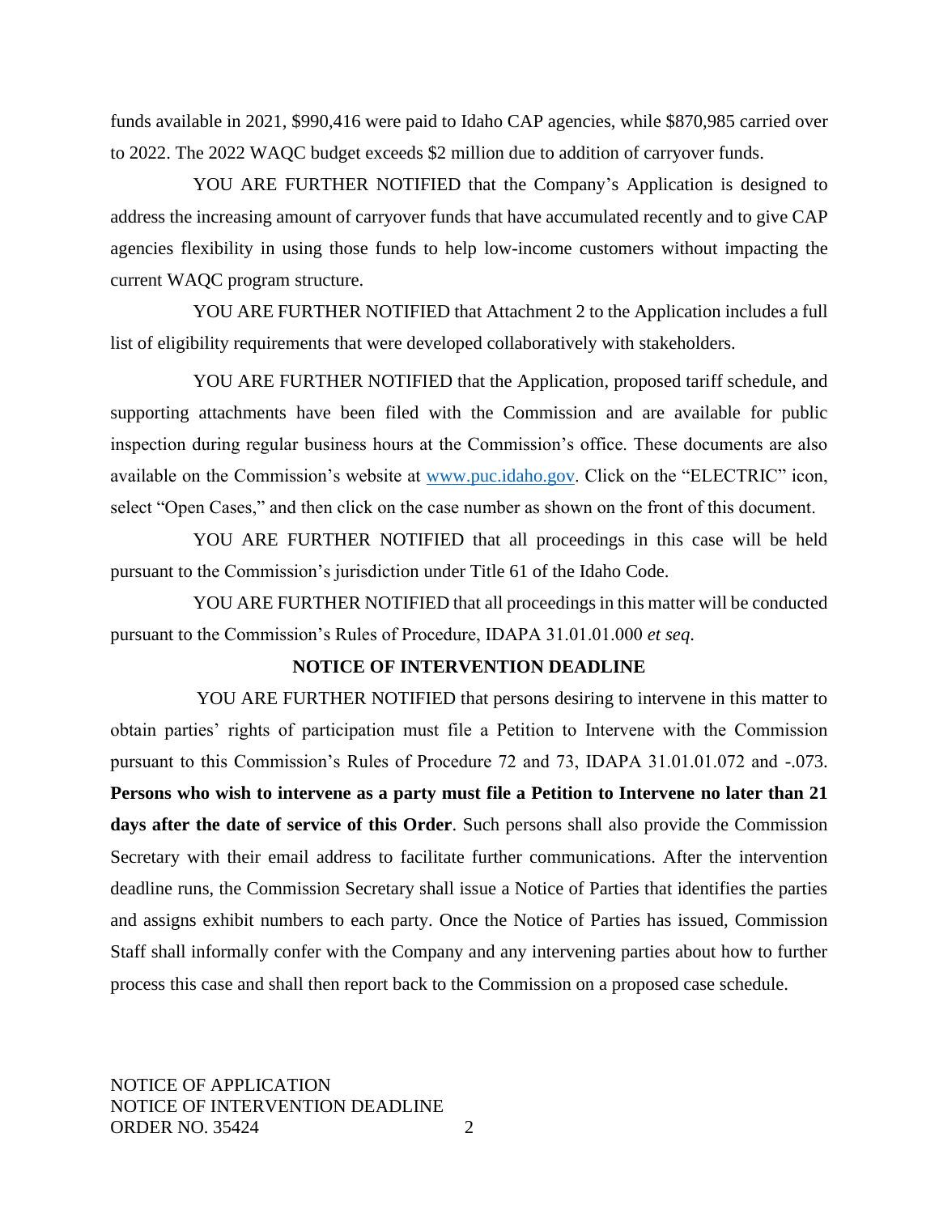funds available in 2021, $990,416 were paid to Idaho CAP agencies, while $870,985 carried over to 2022. The 2022 WAQC budget exceeds $2 million due to addition of carryover funds.

YOU ARE FURTHER NOTIFIED that the Company's Application is designed to address the increasing amount of carryover funds that have accumulated recently and to give CAP agencies flexibility in using those funds to help low-income customers without impacting the current WAQC program structure.

YOU ARE FURTHER NOTIFIED that Attachment 2 to the Application includes a full list of eligibility requirements that were developed collaboratively with stakeholders.

YOU ARE FURTHER NOTIFIED that the Application, proposed tariff schedule, and supporting attachments have been filed with the Commission and are available for public inspection during regular business hours at the Commission's office. These documents are also available on the Commission's website at [www.puc.idaho.gov](http://www.puc.idaho.gov). Click on the "ELECTRIC" icon, select "Open Cases," and then click on the case number as shown on the front of this document.

YOU ARE FURTHER NOTIFIED that all proceedings in this case will be held pursuant to the Commission's jurisdiction under Title 61 of the Idaho Code.

YOU ARE FURTHER NOTIFIED that all proceedings in this matter will be conducted pursuant to the Commission's Rules of Procedure, IDAPA 31.01.01.000 *et seq*.

## NOTICE OF INTERVENTION DEADLINE

YOU ARE FURTHER NOTIFIED that persons desiring to intervene in this matter to obtain parties' rights of participation must file a Petition to Intervene with the Commission pursuant to this Commission's Rules of Procedure 72 and 73, IDAPA 31.01.01.072 and -.073. **Persons who wish to intervene as a party must file a Petition to Intervene no later than 21 days after the date of service of this Order**. Such persons shall also provide the Commission Secretary with their email address to facilitate further communications. After the intervention deadline runs, the Commission Secretary shall issue a Notice of Parties that identifies the parties and assigns exhibit numbers to each party. Once the Notice of Parties has issued, Commission Staff shall informally confer with the Company and any intervening parties about how to further process this case and shall then report back to the Commission on a proposed case schedule.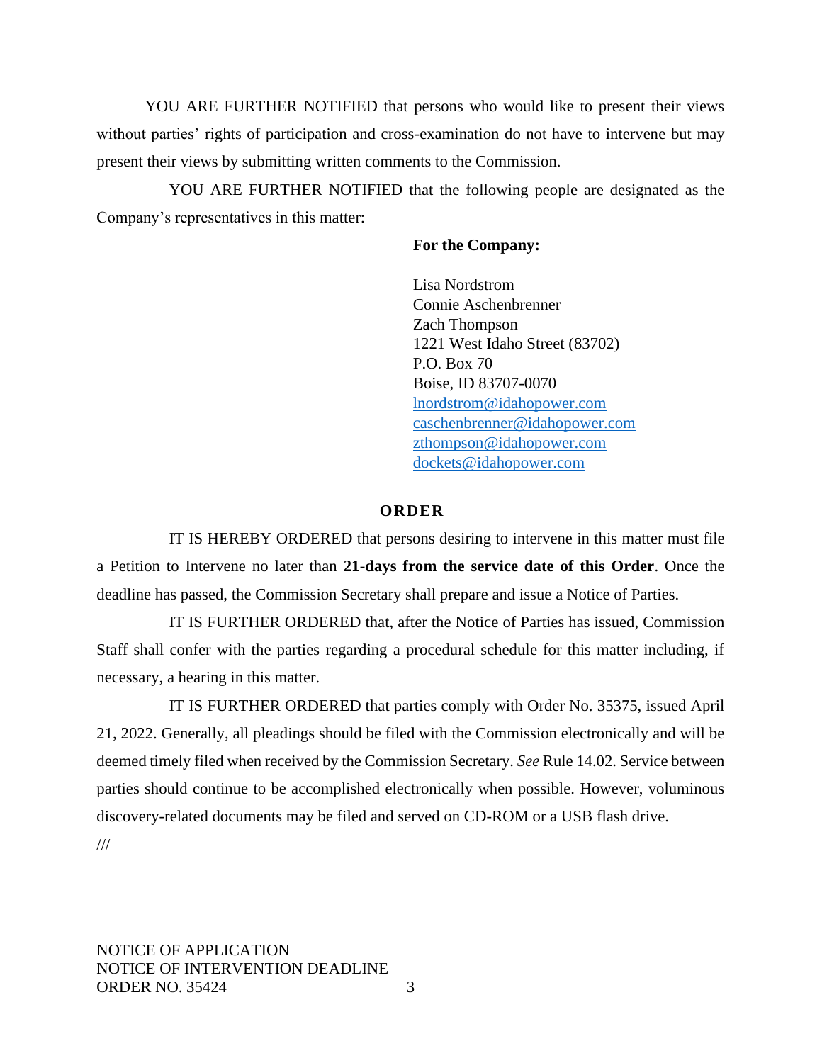YOU ARE FURTHER NOTIFIED that persons who would like to present their views without parties' rights of participation and cross-examination do not have to intervene but may present their views by submitting written comments to the Commission.

YOU ARE FURTHER NOTIFIED that the following people are designated as the Company's representatives in this matter:

**For the Company:**

Lisa Nordstrom
Connie Aschenbrenner
Zach Thompson
1221 West Idaho Street (83702)
P.O. Box 70
Boise, ID 83707-0070
lnordstrom@idahopower.com
caschenbrenner@idahopower.com
zthompson@idahopower.com
dockets@idahopower.com

## ORDER

IT IS HEREBY ORDERED that persons desiring to intervene in this matter must file a Petition to Intervene no later than **21-days from the service date of this Order**. Once the deadline has passed, the Commission Secretary shall prepare and issue a Notice of Parties.

IT IS FURTHER ORDERED that, after the Notice of Parties has issued, Commission Staff shall confer with the parties regarding a procedural schedule for this matter including, if necessary, a hearing in this matter.

IT IS FURTHER ORDERED that parties comply with Order No. 35375, issued April 21, 2022. Generally, all pleadings should be filed with the Commission electronically and will be deemed timely filed when received by the Commission Secretary. *See* Rule 14.02. Service between parties should continue to be accomplished electronically when possible. However, voluminous discovery-related documents may be filed and served on CD-ROM or a USB flash drive.

///

NOTICE OF APPLICATION
NOTICE OF INTERVENTION DEADLINE
ORDER NO. 35424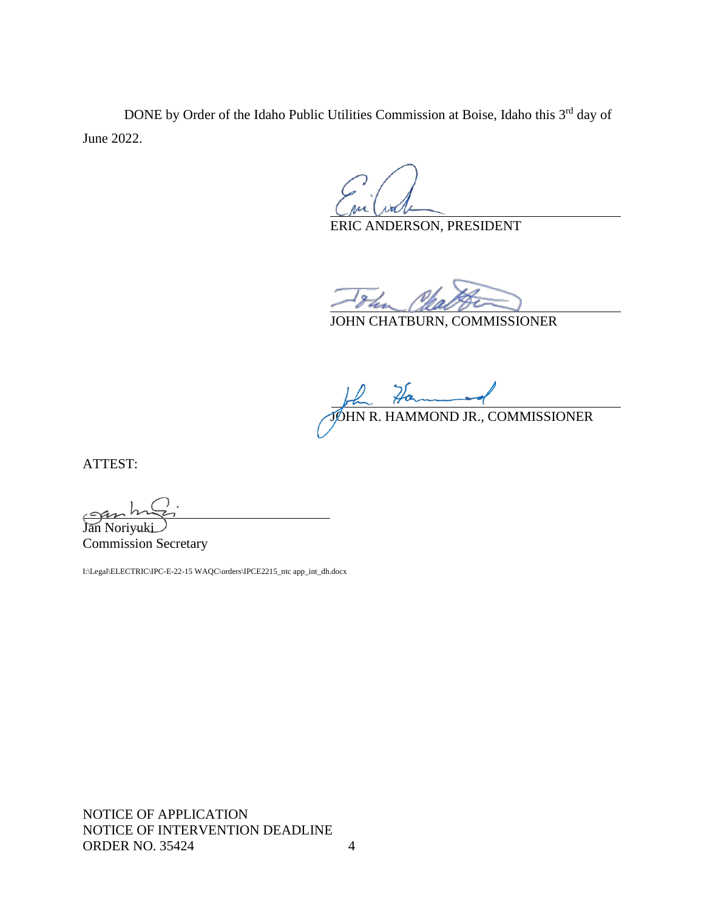DONE by Order of the Idaho Public Utilities Commission at Boise, Idaho this 3rd day of June 2022.

ERIC ANDERSON, PRESIDENT

JOHN CHATBURN, COMMISSIONER

JOHN R. HAMMOND JR., COMMISSIONER

ATTEST:

Jan Noriyuki
Commission Secretary

I:\Legal\ELECTRIC\IPC-E-22-15 WAQC\orders\IPCE2215_ntc app_int_dh.docx

NOTICE OF APPLICATION
NOTICE OF INTERVENTION DEADLINE
ORDER NO. 35424